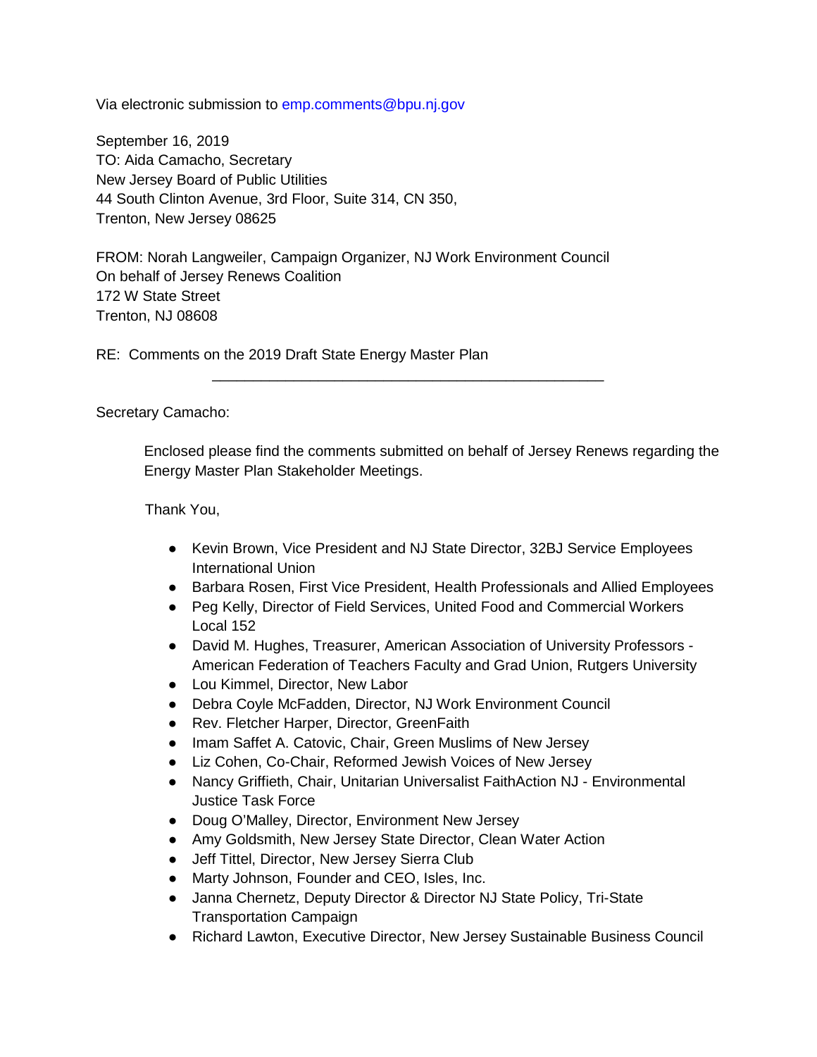Via electronic submission to emp.comments@bpu.nj.gov

September 16, 2019
TO: Aida Camacho, Secretary
New Jersey Board of Public Utilities
44 South Clinton Avenue, 3rd Floor, Suite 314, CN 350,
Trenton, New Jersey 08625

FROM: Norah Langweiler, Campaign Organizer, NJ Work Environment Council
On behalf of Jersey Renews Coalition
172 W State Street
Trenton, NJ 08608

RE: Comments on the 2019 Draft State Energy Master Plan

---

Secretary Camacho:

Enclosed please find the comments submitted on behalf of Jersey Renews regarding the Energy Master Plan Stakeholder Meetings.

Thank You,

- Kevin Brown, Vice President and NJ State Director, 32BJ Service Employees International Union
- Barbara Rosen, First Vice President, Health Professionals and Allied Employees
- Peg Kelly, Director of Field Services, United Food and Commercial Workers Local 152
- David M. Hughes, Treasurer, American Association of University Professors - American Federation of Teachers Faculty and Grad Union, Rutgers University
- Lou Kimmel, Director, New Labor
- Debra Coyle McFadden, Director, NJ Work Environment Council
- Rev. Fletcher Harper, Director, GreenFaith
- Imam Saffet A. Catovic, Chair, Green Muslims of New Jersey
- Liz Cohen, Co-Chair, Reformed Jewish Voices of New Jersey
- Nancy Griffieth, Chair, Unitarian Universalist FaithAction NJ - Environmental Justice Task Force
- Doug O'Malley, Director, Environment New Jersey
- Amy Goldsmith, New Jersey State Director, Clean Water Action
- Jeff Tittel, Director, New Jersey Sierra Club
- Marty Johnson, Founder and CEO, Isles, Inc.
- Janna Chernetz, Deputy Director & Director NJ State Policy, Tri-State Transportation Campaign
- Richard Lawton, Executive Director, New Jersey Sustainable Business Council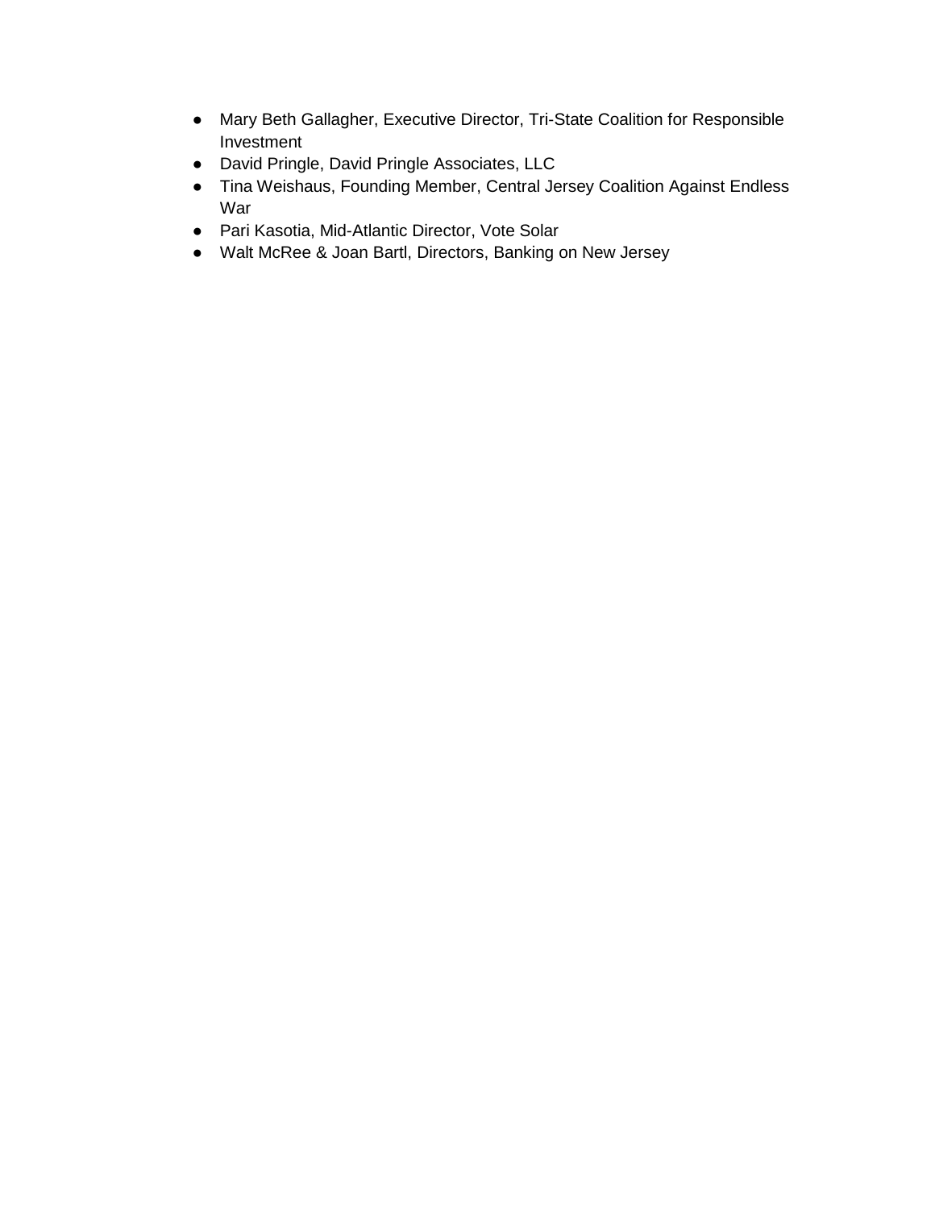- Mary Beth Gallagher, Executive Director, Tri-State Coalition for Responsible Investment
- David Pringle, David Pringle Associates, LLC
- Tina Weishaus, Founding Member, Central Jersey Coalition Against Endless War
- Pari Kasotia, Mid-Atlantic Director, Vote Solar
- Walt McRee & Joan Bartl, Directors, Banking on New Jersey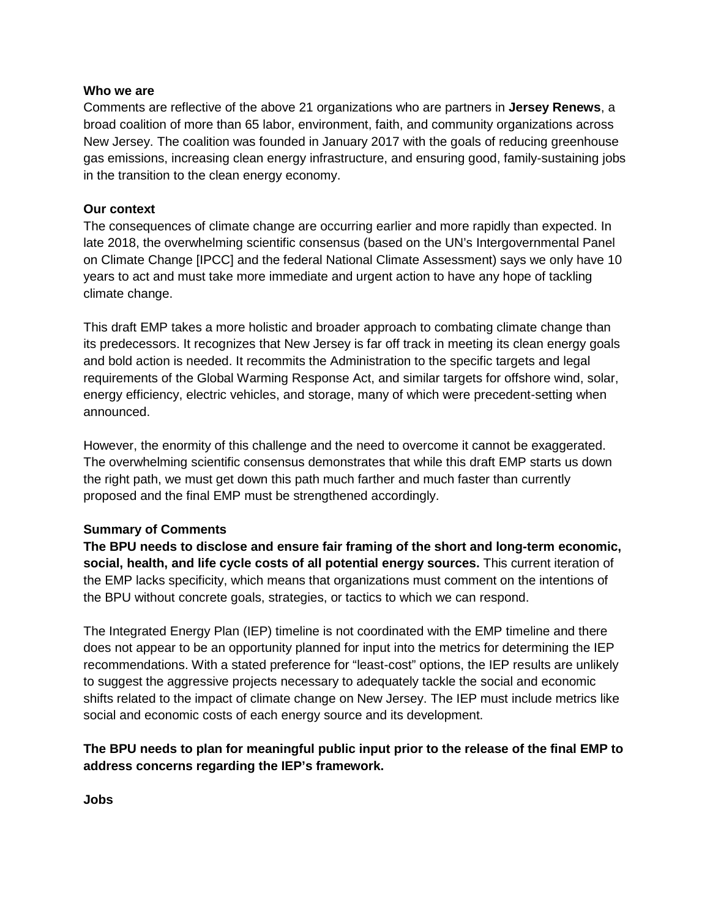**Who we are**

Comments are reflective of the above 21 organizations who are partners in **Jersey Renews**, a broad coalition of more than 65 labor, environment, faith, and community organizations across New Jersey. The coalition was founded in January 2017 with the goals of reducing greenhouse gas emissions, increasing clean energy infrastructure, and ensuring good, family-sustaining jobs in the transition to the clean energy economy.

**Our context**

The consequences of climate change are occurring earlier and more rapidly than expected. In late 2018, the overwhelming scientific consensus (based on the UN's Intergovernmental Panel on Climate Change [IPCC] and the federal National Climate Assessment) says we only have 10 years to act and must take more immediate and urgent action to have any hope of tackling climate change.

This draft EMP takes a more holistic and broader approach to combating climate change than its predecessors. It recognizes that New Jersey is far off track in meeting its clean energy goals and bold action is needed. It recommits the Administration to the specific targets and legal requirements of the Global Warming Response Act, and similar targets for offshore wind, solar, energy efficiency, electric vehicles, and storage, many of which were precedent-setting when announced.

However, the enormity of this challenge and the need to overcome it cannot be exaggerated. The overwhelming scientific consensus demonstrates that while this draft EMP starts us down the right path, we must get down this path much farther and much faster than currently proposed and the final EMP must be strengthened accordingly.

**Summary of Comments**

**The BPU needs to disclose and ensure fair framing of the short and long-term economic, social, health, and life cycle costs of all potential energy sources.** This current iteration of the EMP lacks specificity, which means that organizations must comment on the intentions of the BPU without concrete goals, strategies, or tactics to which we can respond.

The Integrated Energy Plan (IEP) timeline is not coordinated with the EMP timeline and there does not appear to be an opportunity planned for input into the metrics for determining the IEP recommendations. With a stated preference for "least-cost" options, the IEP results are unlikely to suggest the aggressive projects necessary to adequately tackle the social and economic shifts related to the impact of climate change on New Jersey. The IEP must include metrics like social and economic costs of each energy source and its development.

**The BPU needs to plan for meaningful public input prior to the release of the final EMP to address concerns regarding the IEP's framework.**

**Jobs**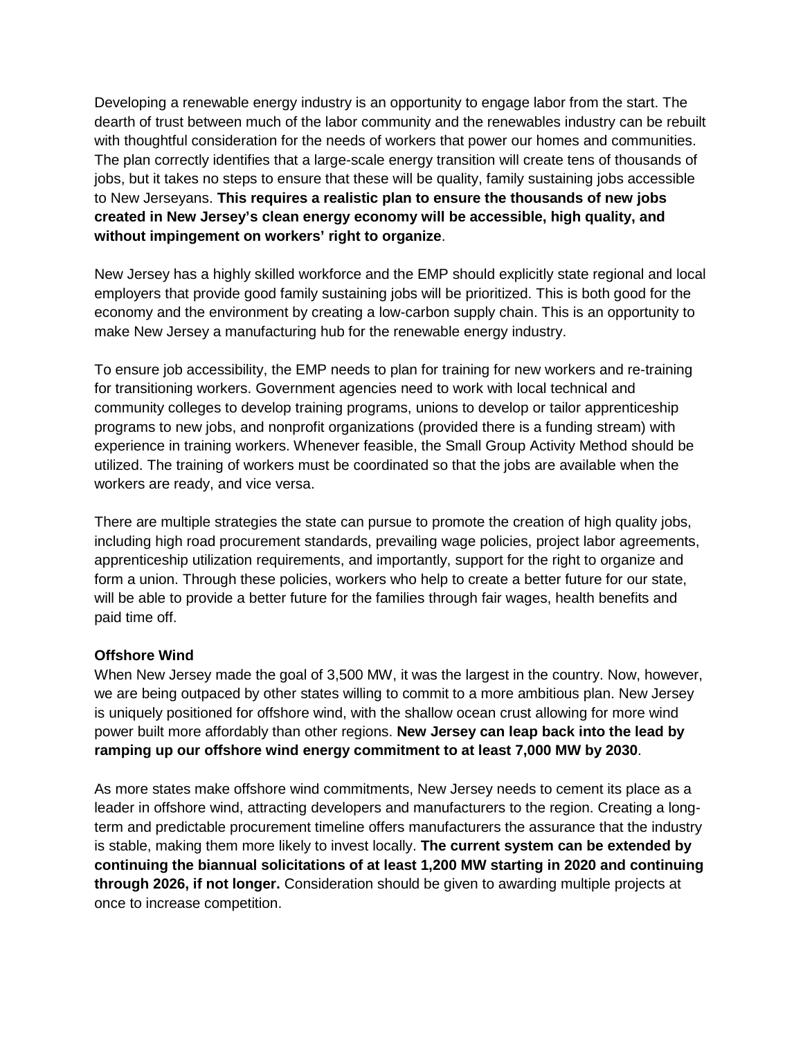Developing a renewable energy industry is an opportunity to engage labor from the start. The dearth of trust between much of the labor community and the renewables industry can be rebuilt with thoughtful consideration for the needs of workers that power our homes and communities. The plan correctly identifies that a large-scale energy transition will create tens of thousands of jobs, but it takes no steps to ensure that these will be quality, family sustaining jobs accessible to New Jerseyans. **This requires a realistic plan to ensure the thousands of new jobs created in New Jersey's clean energy economy will be accessible, high quality, and without impingement on workers' right to organize**.

New Jersey has a highly skilled workforce and the EMP should explicitly state regional and local employers that provide good family sustaining jobs will be prioritized. This is both good for the economy and the environment by creating a low-carbon supply chain. This is an opportunity to make New Jersey a manufacturing hub for the renewable energy industry.

To ensure job accessibility, the EMP needs to plan for training for new workers and re-training for transitioning workers. Government agencies need to work with local technical and community colleges to develop training programs, unions to develop or tailor apprenticeship programs to new jobs, and nonprofit organizations (provided there is a funding stream) with experience in training workers. Whenever feasible, the Small Group Activity Method should be utilized. The training of workers must be coordinated so that the jobs are available when the workers are ready, and vice versa.

There are multiple strategies the state can pursue to promote the creation of high quality jobs, including high road procurement standards, prevailing wage policies, project labor agreements, apprenticeship utilization requirements, and importantly, support for the right to organize and form a union. Through these policies, workers who help to create a better future for our state, will be able to provide a better future for the families through fair wages, health benefits and paid time off.

**Offshore Wind**

When New Jersey made the goal of 3,500 MW, it was the largest in the country. Now, however, we are being outpaced by other states willing to commit to a more ambitious plan. New Jersey is uniquely positioned for offshore wind, with the shallow ocean crust allowing for more wind power built more affordably than other regions. **New Jersey can leap back into the lead by ramping up our offshore wind energy commitment to at least 7,000 MW by 2030**.

As more states make offshore wind commitments, New Jersey needs to cement its place as a leader in offshore wind, attracting developers and manufacturers to the region. Creating a long-term and predictable procurement timeline offers manufacturers the assurance that the industry is stable, making them more likely to invest locally. **The current system can be extended by continuing the biannual solicitations of at least 1,200 MW starting in 2020 and continuing through 2026, if not longer.** Consideration should be given to awarding multiple projects at once to increase competition.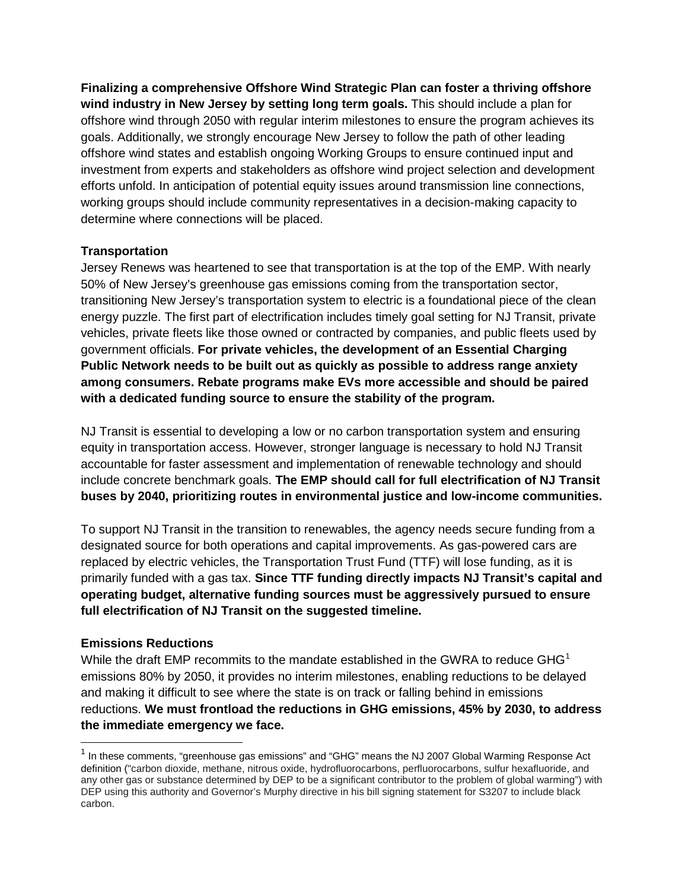**Finalizing a comprehensive Offshore Wind Strategic Plan can foster a thriving offshore wind industry in New Jersey by setting long term goals.** This should include a plan for offshore wind through 2050 with regular interim milestones to ensure the program achieves its goals. Additionally, we strongly encourage New Jersey to follow the path of other leading offshore wind states and establish ongoing Working Groups to ensure continued input and investment from experts and stakeholders as offshore wind project selection and development efforts unfold. In anticipation of potential equity issues around transmission line connections, working groups should include community representatives in a decision-making capacity to determine where connections will be placed.

### Transportation

Jersey Renews was heartened to see that transportation is at the top of the EMP. With nearly 50% of New Jersey's greenhouse gas emissions coming from the transportation sector, transitioning New Jersey's transportation system to electric is a foundational piece of the clean energy puzzle. The first part of electrification includes timely goal setting for NJ Transit, private vehicles, private fleets like those owned or contracted by companies, and public fleets used by government officials. **For private vehicles, the development of an Essential Charging Public Network needs to be built out as quickly as possible to address range anxiety among consumers. Rebate programs make EVs more accessible and should be paired with a dedicated funding source to ensure the stability of the program.**

NJ Transit is essential to developing a low or no carbon transportation system and ensuring equity in transportation access. However, stronger language is necessary to hold NJ Transit accountable for faster assessment and implementation of renewable technology and should include concrete benchmark goals. **The EMP should call for full electrification of NJ Transit buses by 2040, prioritizing routes in environmental justice and low-income communities.**

To support NJ Transit in the transition to renewables, the agency needs secure funding from a designated source for both operations and capital improvements. As gas-powered cars are replaced by electric vehicles, the Transportation Trust Fund (TTF) will lose funding, as it is primarily funded with a gas tax. **Since TTF funding directly impacts NJ Transit's capital and operating budget, alternative funding sources must be aggressively pursued to ensure full electrification of NJ Transit on the suggested timeline.**

### Emissions Reductions

While the draft EMP recommits to the mandate established in the GWRA to reduce GHG[1] emissions 80% by 2050, it provides no interim milestones, enabling reductions to be delayed and making it difficult to see where the state is on track or falling behind in emissions reductions. **We must frontload the reductions in GHG emissions, 45% by 2030, to address the immediate emergency we face.**

---

[1] In these comments, "greenhouse gas emissions" and "GHG" means the NJ 2007 Global Warming Response Act definition ("carbon dioxide, methane, nitrous oxide, hydrofluorocarbons, perfluorocarbons, sulfur hexafluoride, and any other gas or substance determined by DEP to be a significant contributor to the problem of global warming") with DEP using this authority and Governor's Murphy directive in his bill signing statement for S3207 to include black carbon.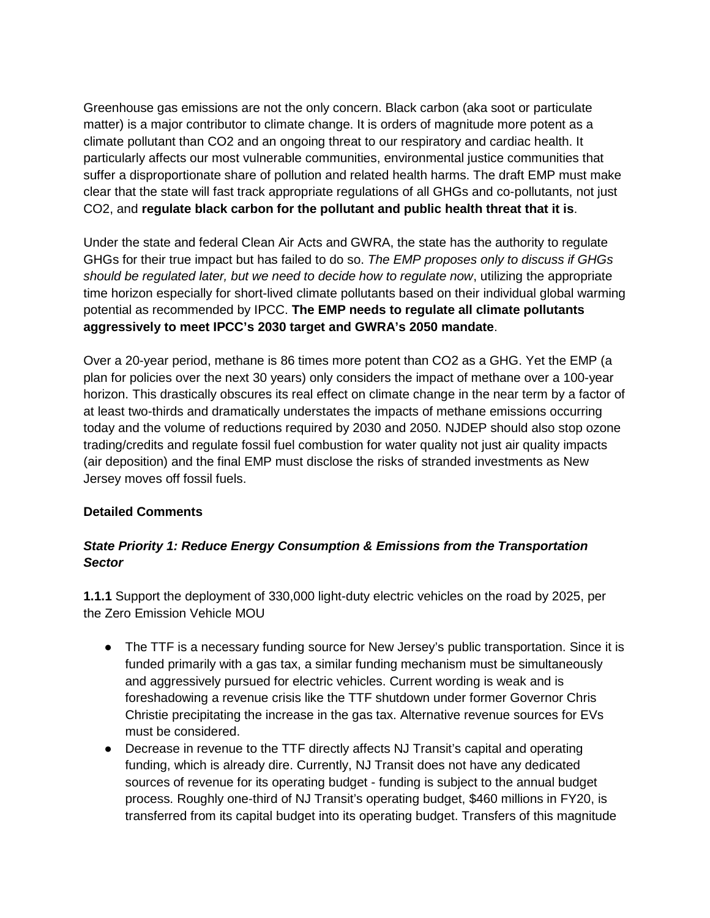Greenhouse gas emissions are not the only concern. Black carbon (aka soot or particulate matter) is a major contributor to climate change. It is orders of magnitude more potent as a climate pollutant than $CO_2$ and an ongoing threat to our respiratory and cardiac health. It particularly affects our most vulnerable communities, environmental justice communities that suffer a disproportionate share of pollution and related health harms. The draft EMP must make clear that the state will fast track appropriate regulations of all GHGs and co-pollutants, not just $CO_2$, and **regulate black carbon for the pollutant and public health threat that it is**.

Under the state and federal Clean Air Acts and GWRA, the state has the authority to regulate GHGs for their true impact but has failed to do so. *The EMP proposes only to discuss if GHGs should be regulated later, but we need to decide how to regulate now*, utilizing the appropriate time horizon especially for short-lived climate pollutants based on their individual global warming potential as recommended by IPCC. **The EMP needs to regulate all climate pollutants aggressively to meet IPCC's 2030 target and GWRA's 2050 mandate**.

Over a 20-year period, methane is 86 times more potent than $CO_2$ as a GHG. Yet the EMP (a plan for policies over the next 30 years) only considers the impact of methane over a 100-year horizon. This drastically obscures its real effect on climate change in the near term by a factor of at least two-thirds and dramatically understates the impacts of methane emissions occurring today and the volume of reductions required by 2030 and 2050. NJDEP should also stop ozone trading/credits and regulate fossil fuel combustion for water quality not just air quality impacts (air deposition) and the final EMP must disclose the risks of stranded investments as New Jersey moves off fossil fuels.

**Detailed Comments**

***State Priority 1: Reduce Energy Consumption & Emissions from the Transportation Sector***

**1.1.1** Support the deployment of 330,000 light-duty electric vehicles on the road by 2025, per the Zero Emission Vehicle MOU

- The TTF is a necessary funding source for New Jersey's public transportation. Since it is funded primarily with a gas tax, a similar funding mechanism must be simultaneously and aggressively pursued for electric vehicles. Current wording is weak and is foreshadowing a revenue crisis like the TTF shutdown under former Governor Chris Christie precipitating the increase in the gas tax. Alternative revenue sources for EVs must be considered.
- Decrease in revenue to the TTF directly affects NJ Transit's capital and operating funding, which is already dire. Currently, NJ Transit does not have any dedicated sources of revenue for its operating budget - funding is subject to the annual budget process. Roughly one-third of NJ Transit's operating budget, $460 millions in FY20, is transferred from its capital budget into its operating budget. Transfers of this magnitude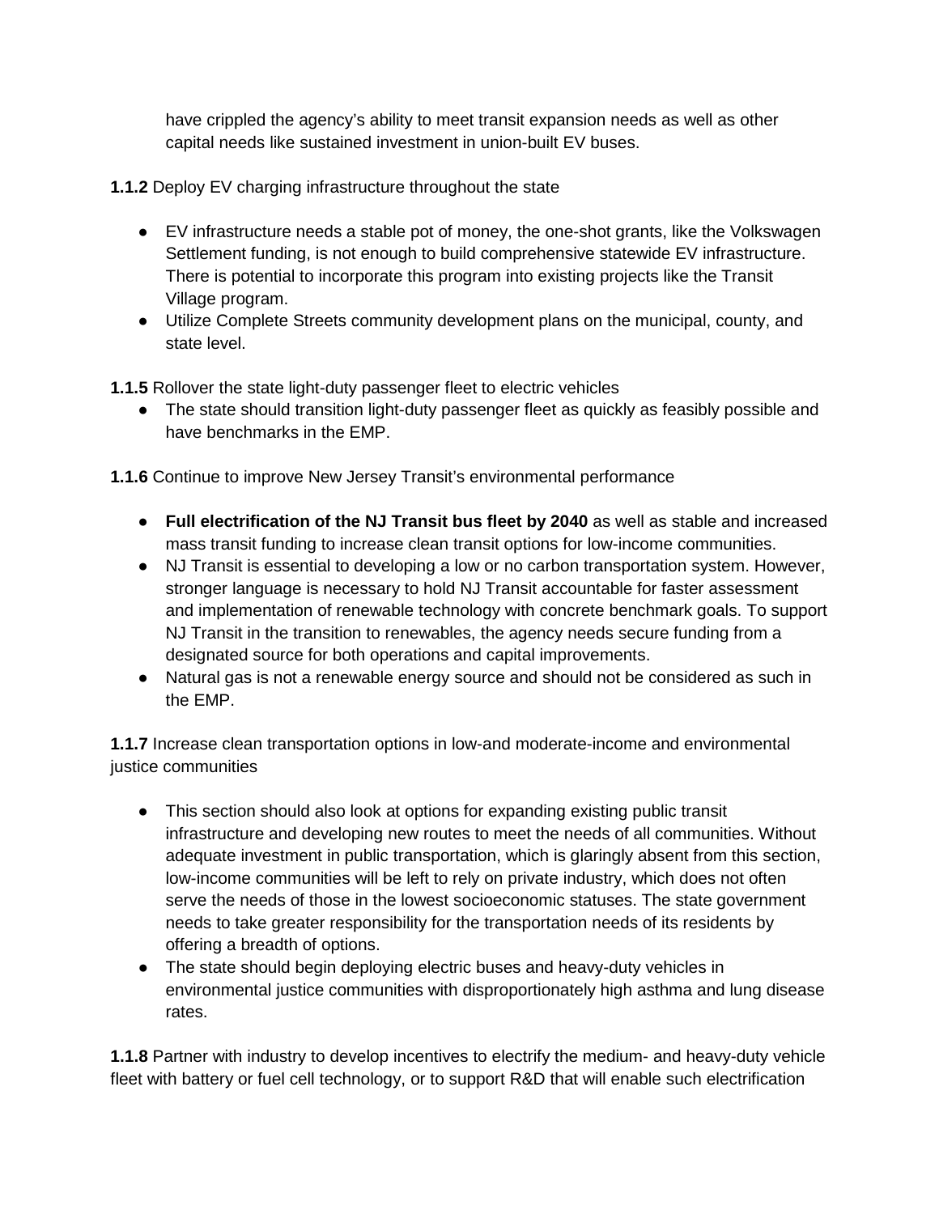have crippled the agency's ability to meet transit expansion needs as well as other capital needs like sustained investment in union-built EV buses.

**1.1.2** Deploy EV charging infrastructure throughout the state

- EV infrastructure needs a stable pot of money, the one-shot grants, like the Volkswagen Settlement funding, is not enough to build comprehensive statewide EV infrastructure. There is potential to incorporate this program into existing projects like the Transit Village program.
- Utilize Complete Streets community development plans on the municipal, county, and state level.

**1.1.5** Rollover the state light-duty passenger fleet to electric vehicles

- The state should transition light-duty passenger fleet as quickly as feasibly possible and have benchmarks in the EMP.

**1.1.6** Continue to improve New Jersey Transit's environmental performance

- **Full electrification of the NJ Transit bus fleet by 2040** as well as stable and increased mass transit funding to increase clean transit options for low-income communities.
- NJ Transit is essential to developing a low or no carbon transportation system. However, stronger language is necessary to hold NJ Transit accountable for faster assessment and implementation of renewable technology with concrete benchmark goals. To support NJ Transit in the transition to renewables, the agency needs secure funding from a designated source for both operations and capital improvements.
- Natural gas is not a renewable energy source and should not be considered as such in the EMP.

**1.1.7** Increase clean transportation options in low-and moderate-income and environmental justice communities

- This section should also look at options for expanding existing public transit infrastructure and developing new routes to meet the needs of all communities. Without adequate investment in public transportation, which is glaringly absent from this section, low-income communities will be left to rely on private industry, which does not often serve the needs of those in the lowest socioeconomic statuses. The state government needs to take greater responsibility for the transportation needs of its residents by offering a breadth of options.
- The state should begin deploying electric buses and heavy-duty vehicles in environmental justice communities with disproportionately high asthma and lung disease rates.

**1.1.8** Partner with industry to develop incentives to electrify the medium- and heavy-duty vehicle fleet with battery or fuel cell technology, or to support R&D that will enable such electrification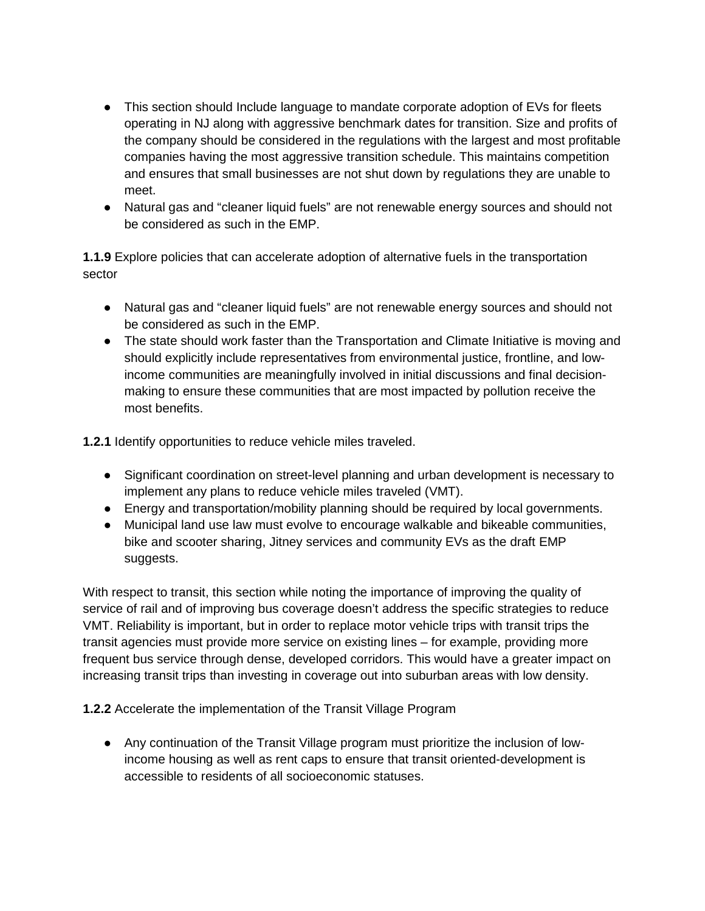- This section should Include language to mandate corporate adoption of EVs for fleets operating in NJ along with aggressive benchmark dates for transition. Size and profits of the company should be considered in the regulations with the largest and most profitable companies having the most aggressive transition schedule. This maintains competition and ensures that small businesses are not shut down by regulations they are unable to meet.
- Natural gas and "cleaner liquid fuels" are not renewable energy sources and should not be considered as such in the EMP.

**1.1.9** Explore policies that can accelerate adoption of alternative fuels in the transportation sector

- Natural gas and "cleaner liquid fuels" are not renewable energy sources and should not be considered as such in the EMP.
- The state should work faster than the Transportation and Climate Initiative is moving and should explicitly include representatives from environmental justice, frontline, and low-income communities are meaningfully involved in initial discussions and final decision-making to ensure these communities that are most impacted by pollution receive the most benefits.

**1.2.1** Identify opportunities to reduce vehicle miles traveled.

- Significant coordination on street-level planning and urban development is necessary to implement any plans to reduce vehicle miles traveled (VMT).
- Energy and transportation/mobility planning should be required by local governments.
- Municipal land use law must evolve to encourage walkable and bikeable communities, bike and scooter sharing, Jitney services and community EVs as the draft EMP suggests.

With respect to transit, this section while noting the importance of improving the quality of service of rail and of improving bus coverage doesn't address the specific strategies to reduce VMT. Reliability is important, but in order to replace motor vehicle trips with transit trips the transit agencies must provide more service on existing lines – for example, providing more frequent bus service through dense, developed corridors. This would have a greater impact on increasing transit trips than investing in coverage out into suburban areas with low density.

**1.2.2** Accelerate the implementation of the Transit Village Program

- Any continuation of the Transit Village program must prioritize the inclusion of low-income housing as well as rent caps to ensure that transit oriented-development is accessible to residents of all socioeconomic statuses.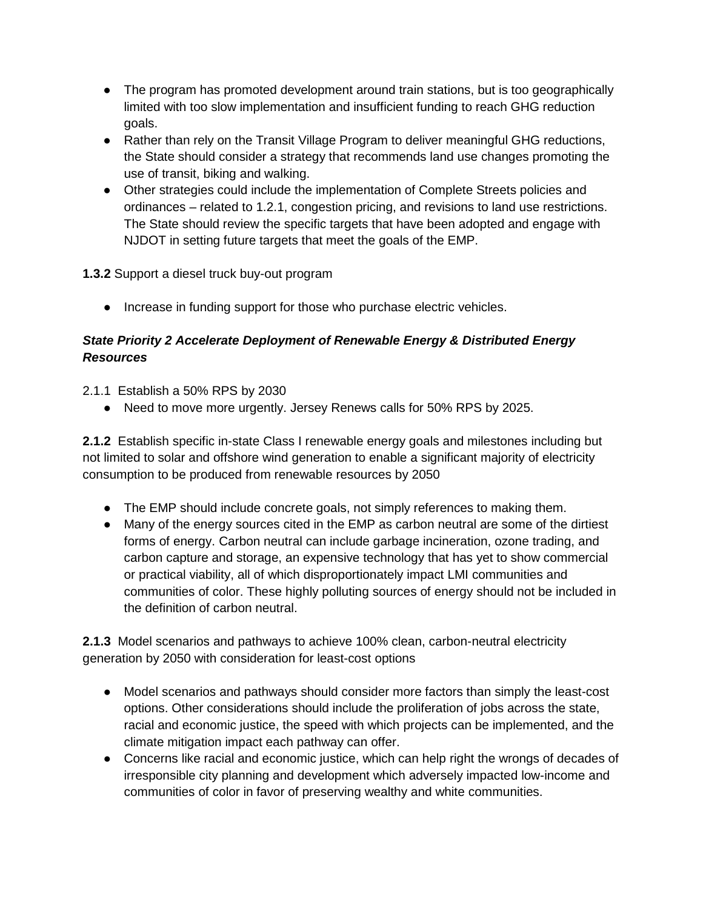- The program has promoted development around train stations, but is too geographically limited with too slow implementation and insufficient funding to reach GHG reduction goals.
- Rather than rely on the Transit Village Program to deliver meaningful GHG reductions, the State should consider a strategy that recommends land use changes promoting the use of transit, biking and walking.
- Other strategies could include the implementation of Complete Streets policies and ordinances – related to 1.2.1, congestion pricing, and revisions to land use restrictions. The State should review the specific targets that have been adopted and engage with NJDOT in setting future targets that meet the goals of the EMP.

**1.3.2** Support a diesel truck buy-out program

- Increase in funding support for those who purchase electric vehicles.

***State Priority 2 Accelerate Deployment of Renewable Energy & Distributed Energy Resources***

2.1.1 Establish a 50% RPS by 2030

- Need to move more urgently. Jersey Renews calls for 50% RPS by 2025.

**2.1.2** Establish specific in-state Class I renewable energy goals and milestones including but not limited to solar and offshore wind generation to enable a significant majority of electricity consumption to be produced from renewable resources by 2050

- The EMP should include concrete goals, not simply references to making them.
- Many of the energy sources cited in the EMP as carbon neutral are some of the dirtiest forms of energy. Carbon neutral can include garbage incineration, ozone trading, and carbon capture and storage, an expensive technology that has yet to show commercial or practical viability, all of which disproportionately impact LMI communities and communities of color. These highly polluting sources of energy should not be included in the definition of carbon neutral.

**2.1.3** Model scenarios and pathways to achieve 100% clean, carbon-neutral electricity generation by 2050 with consideration for least-cost options

- Model scenarios and pathways should consider more factors than simply the least-cost options. Other considerations should include the proliferation of jobs across the state, racial and economic justice, the speed with which projects can be implemented, and the climate mitigation impact each pathway can offer.
- Concerns like racial and economic justice, which can help right the wrongs of decades of irresponsible city planning and development which adversely impacted low-income and communities of color in favor of preserving wealthy and white communities.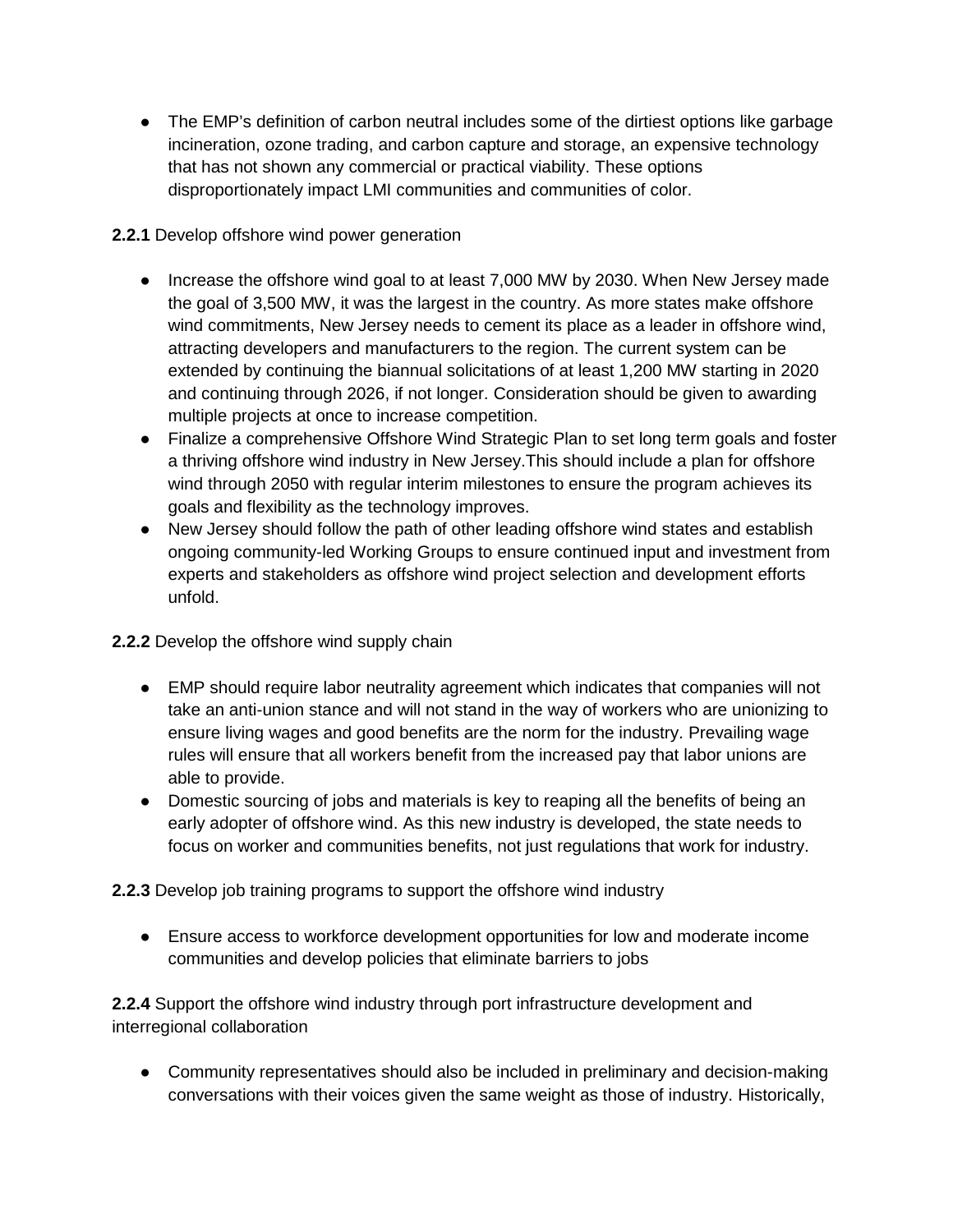- The EMP's definition of carbon neutral includes some of the dirtiest options like garbage incineration, ozone trading, and carbon capture and storage, an expensive technology that has not shown any commercial or practical viability. These options disproportionately impact LMI communities and communities of color.

**2.2.1** Develop offshore wind power generation

- Increase the offshore wind goal to at least 7,000 MW by 2030. When New Jersey made the goal of 3,500 MW, it was the largest in the country. As more states make offshore wind commitments, New Jersey needs to cement its place as a leader in offshore wind, attracting developers and manufacturers to the region. The current system can be extended by continuing the biannual solicitations of at least 1,200 MW starting in 2020 and continuing through 2026, if not longer. Consideration should be given to awarding multiple projects at once to increase competition.
- Finalize a comprehensive Offshore Wind Strategic Plan to set long term goals and foster a thriving offshore wind industry in New Jersey.This should include a plan for offshore wind through 2050 with regular interim milestones to ensure the program achieves its goals and flexibility as the technology improves.
- New Jersey should follow the path of other leading offshore wind states and establish ongoing community-led Working Groups to ensure continued input and investment from experts and stakeholders as offshore wind project selection and development efforts unfold.

**2.2.2** Develop the offshore wind supply chain

- EMP should require labor neutrality agreement which indicates that companies will not take an anti-union stance and will not stand in the way of workers who are unionizing to ensure living wages and good benefits are the norm for the industry. Prevailing wage rules will ensure that all workers benefit from the increased pay that labor unions are able to provide.
- Domestic sourcing of jobs and materials is key to reaping all the benefits of being an early adopter of offshore wind. As this new industry is developed, the state needs to focus on worker and communities benefits, not just regulations that work for industry.

**2.2.3** Develop job training programs to support the offshore wind industry

- Ensure access to workforce development opportunities for low and moderate income communities and develop policies that eliminate barriers to jobs

**2.2.4** Support the offshore wind industry through port infrastructure development and interregional collaboration

- Community representatives should also be included in preliminary and decision-making conversations with their voices given the same weight as those of industry. Historically,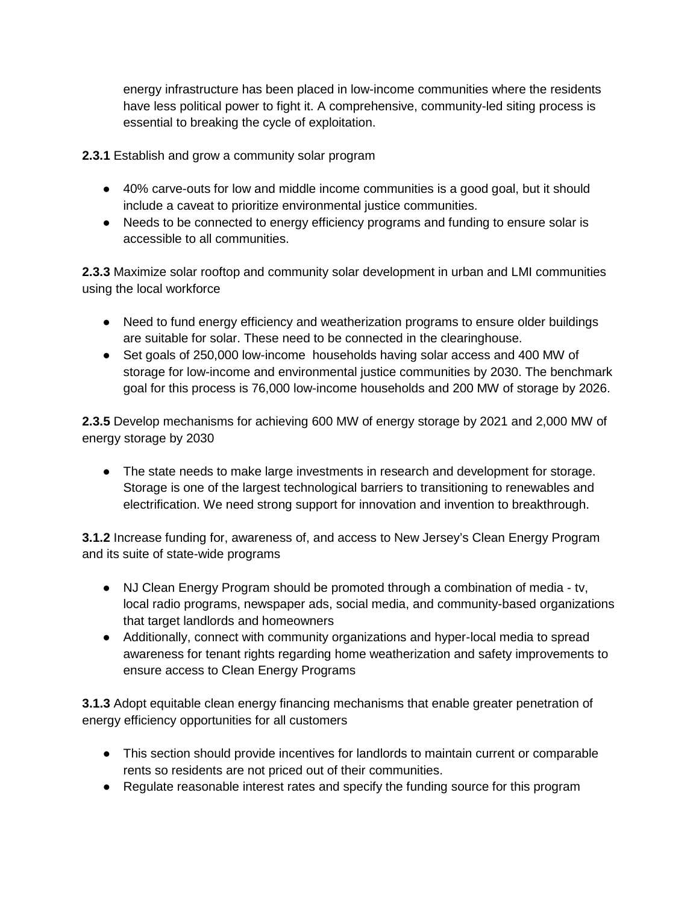energy infrastructure has been placed in low-income communities where the residents have less political power to fight it. A comprehensive, community-led siting process is essential to breaking the cycle of exploitation.

**2.3.1** Establish and grow a community solar program

- 40% carve-outs for low and middle income communities is a good goal, but it should include a caveat to prioritize environmental justice communities.
- Needs to be connected to energy efficiency programs and funding to ensure solar is accessible to all communities.

**2.3.3** Maximize solar rooftop and community solar development in urban and LMI communities using the local workforce

- Need to fund energy efficiency and weatherization programs to ensure older buildings are suitable for solar. These need to be connected in the clearinghouse.
- Set goals of 250,000 low-income households having solar access and 400 MW of storage for low-income and environmental justice communities by 2030. The benchmark goal for this process is 76,000 low-income households and 200 MW of storage by 2026.

**2.3.5** Develop mechanisms for achieving 600 MW of energy storage by 2021 and 2,000 MW of energy storage by 2030

- The state needs to make large investments in research and development for storage. Storage is one of the largest technological barriers to transitioning to renewables and electrification. We need strong support for innovation and invention to breakthrough.

**3.1.2** Increase funding for, awareness of, and access to New Jersey's Clean Energy Program and its suite of state-wide programs

- NJ Clean Energy Program should be promoted through a combination of media - tv, local radio programs, newspaper ads, social media, and community-based organizations that target landlords and homeowners
- Additionally, connect with community organizations and hyper-local media to spread awareness for tenant rights regarding home weatherization and safety improvements to ensure access to Clean Energy Programs

**3.1.3** Adopt equitable clean energy financing mechanisms that enable greater penetration of energy efficiency opportunities for all customers

- This section should provide incentives for landlords to maintain current or comparable rents so residents are not priced out of their communities.
- Regulate reasonable interest rates and specify the funding source for this program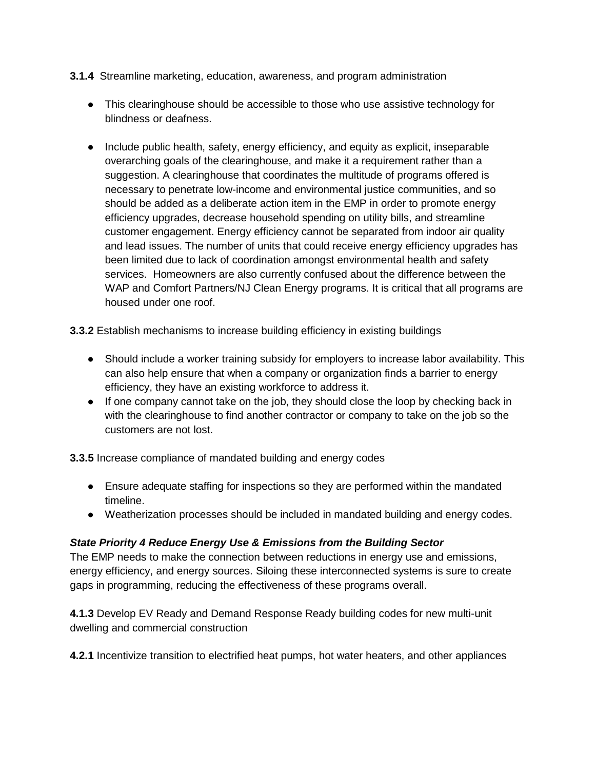**3.1.4** Streamline marketing, education, awareness, and program administration

- This clearinghouse should be accessible to those who use assistive technology for blindness or deafness.

- Include public health, safety, energy efficiency, and equity as explicit, inseparable overarching goals of the clearinghouse, and make it a requirement rather than a suggestion. A clearinghouse that coordinates the multitude of programs offered is necessary to penetrate low-income and environmental justice communities, and so should be added as a deliberate action item in the EMP in order to promote energy efficiency upgrades, decrease household spending on utility bills, and streamline customer engagement. Energy efficiency cannot be separated from indoor air quality and lead issues. The number of units that could receive energy efficiency upgrades has been limited due to lack of coordination amongst environmental health and safety services. Homeowners are also currently confused about the difference between the WAP and Comfort Partners/NJ Clean Energy programs. It is critical that all programs are housed under one roof.

**3.3.2** Establish mechanisms to increase building efficiency in existing buildings

- Should include a worker training subsidy for employers to increase labor availability. This can also help ensure that when a company or organization finds a barrier to energy efficiency, they have an existing workforce to address it.
- If one company cannot take on the job, they should close the loop by checking back in with the clearinghouse to find another contractor or company to take on the job so the customers are not lost.

**3.3.5** Increase compliance of mandated building and energy codes

- Ensure adequate staffing for inspections so they are performed within the mandated timeline.
- Weatherization processes should be included in mandated building and energy codes.

***State Priority 4 Reduce Energy Use & Emissions from the Building Sector***

The EMP needs to make the connection between reductions in energy use and emissions, energy efficiency, and energy sources. Siloing these interconnected systems is sure to create gaps in programming, reducing the effectiveness of these programs overall.

**4.1.3** Develop EV Ready and Demand Response Ready building codes for new multi-unit dwelling and commercial construction

**4.2.1** Incentivize transition to electrified heat pumps, hot water heaters, and other appliances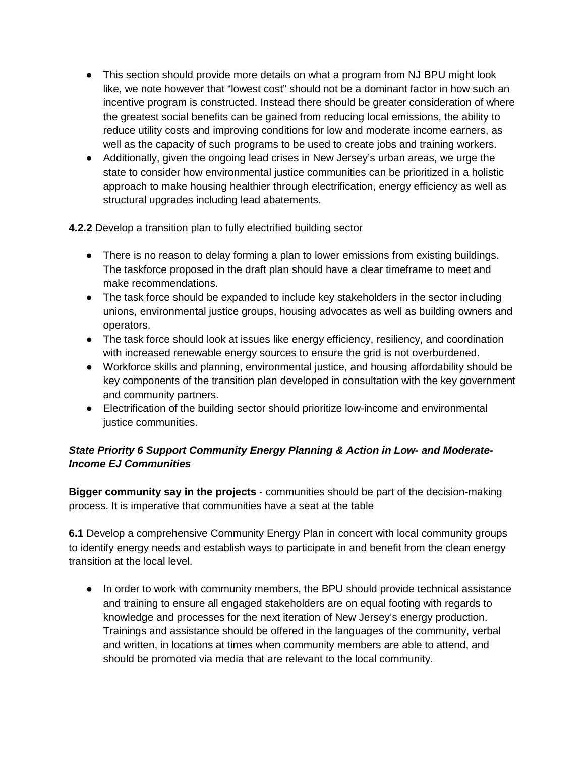- This section should provide more details on what a program from NJ BPU might look like, we note however that "lowest cost" should not be a dominant factor in how such an incentive program is constructed. Instead there should be greater consideration of where the greatest social benefits can be gained from reducing local emissions, the ability to reduce utility costs and improving conditions for low and moderate income earners, as well as the capacity of such programs to be used to create jobs and training workers.
- Additionally, given the ongoing lead crises in New Jersey's urban areas, we urge the state to consider how environmental justice communities can be prioritized in a holistic approach to make housing healthier through electrification, energy efficiency as well as structural upgrades including lead abatements.

**4.2.2** Develop a transition plan to fully electrified building sector

- There is no reason to delay forming a plan to lower emissions from existing buildings. The taskforce proposed in the draft plan should have a clear timeframe to meet and make recommendations.
- The task force should be expanded to include key stakeholders in the sector including unions, environmental justice groups, housing advocates as well as building owners and operators.
- The task force should look at issues like energy efficiency, resiliency, and coordination with increased renewable energy sources to ensure the grid is not overburdened.
- Workforce skills and planning, environmental justice, and housing affordability should be key components of the transition plan developed in consultation with the key government and community partners.
- Electrification of the building sector should prioritize low-income and environmental justice communities.

***State Priority 6 Support Community Energy Planning & Action in Low- and Moderate-Income EJ Communities***

**Bigger community say in the projects** - communities should be part of the decision-making process. It is imperative that communities have a seat at the table

**6.1** Develop a comprehensive Community Energy Plan in concert with local community groups to identify energy needs and establish ways to participate in and benefit from the clean energy transition at the local level.

- In order to work with community members, the BPU should provide technical assistance and training to ensure all engaged stakeholders are on equal footing with regards to knowledge and processes for the next iteration of New Jersey's energy production. Trainings and assistance should be offered in the languages of the community, verbal and written, in locations at times when community members are able to attend, and should be promoted via media that are relevant to the local community.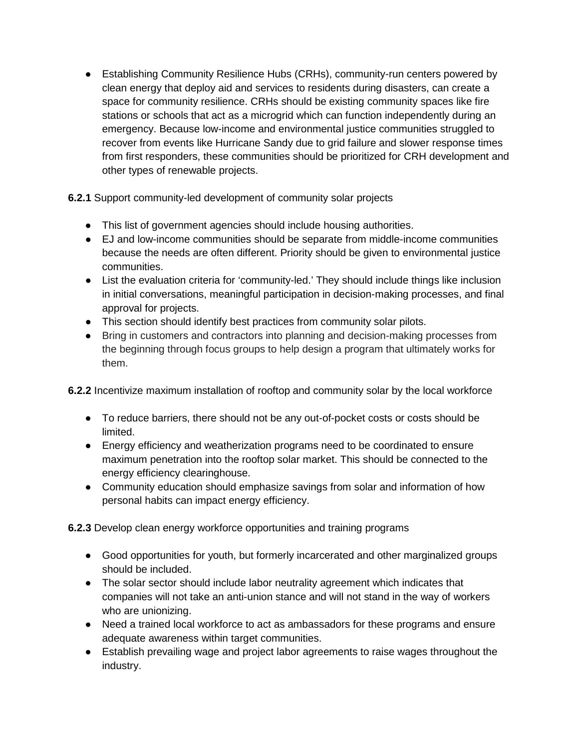- Establishing Community Resilience Hubs (CRHs), community-run centers powered by clean energy that deploy aid and services to residents during disasters, can create a space for community resilience. CRHs should be existing community spaces like fire stations or schools that act as a microgrid which can function independently during an emergency. Because low-income and environmental justice communities struggled to recover from events like Hurricane Sandy due to grid failure and slower response times from first responders, these communities should be prioritized for CRH development and other types of renewable projects.

**6.2.1** Support community-led development of community solar projects

- This list of government agencies should include housing authorities.
- EJ and low-income communities should be separate from middle-income communities because the needs are often different. Priority should be given to environmental justice communities.
- List the evaluation criteria for 'community-led.' They should include things like inclusion in initial conversations, meaningful participation in decision-making processes, and final approval for projects.
- This section should identify best practices from community solar pilots.
- Bring in customers and contractors into planning and decision-making processes from the beginning through focus groups to help design a program that ultimately works for them.

**6.2.2** Incentivize maximum installation of rooftop and community solar by the local workforce

- To reduce barriers, there should not be any out-of-pocket costs or costs should be limited.
- Energy efficiency and weatherization programs need to be coordinated to ensure maximum penetration into the rooftop solar market. This should be connected to the energy efficiency clearinghouse.
- Community education should emphasize savings from solar and information of how personal habits can impact energy efficiency.

**6.2.3** Develop clean energy workforce opportunities and training programs

- Good opportunities for youth, but formerly incarcerated and other marginalized groups should be included.
- The solar sector should include labor neutrality agreement which indicates that companies will not take an anti-union stance and will not stand in the way of workers who are unionizing.
- Need a trained local workforce to act as ambassadors for these programs and ensure adequate awareness within target communities.
- Establish prevailing wage and project labor agreements to raise wages throughout the industry.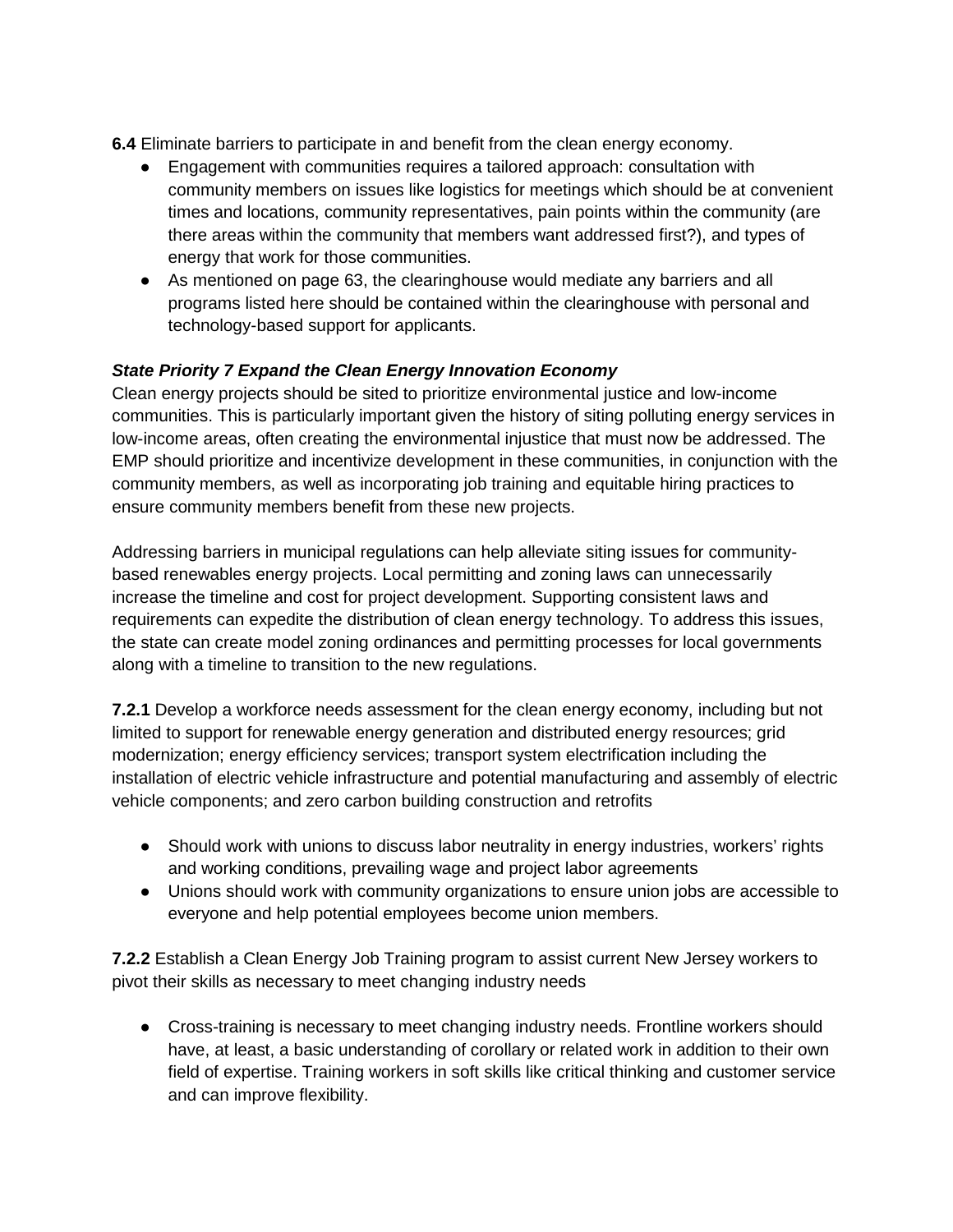**6.4** Eliminate barriers to participate in and benefit from the clean energy economy.

- Engagement with communities requires a tailored approach: consultation with community members on issues like logistics for meetings which should be at convenient times and locations, community representatives, pain points within the community (are there areas within the community that members want addressed first?), and types of energy that work for those communities.
- As mentioned on page 63, the clearinghouse would mediate any barriers and all programs listed here should be contained within the clearinghouse with personal and technology-based support for applicants.

***State Priority 7 Expand the Clean Energy Innovation Economy***

Clean energy projects should be sited to prioritize environmental justice and low-income communities. This is particularly important given the history of siting polluting energy services in low-income areas, often creating the environmental injustice that must now be addressed. The EMP should prioritize and incentivize development in these communities, in conjunction with the community members, as well as incorporating job training and equitable hiring practices to ensure community members benefit from these new projects.

Addressing barriers in municipal regulations can help alleviate siting issues for community-based renewables energy projects. Local permitting and zoning laws can unnecessarily increase the timeline and cost for project development. Supporting consistent laws and requirements can expedite the distribution of clean energy technology. To address this issues, the state can create model zoning ordinances and permitting processes for local governments along with a timeline to transition to the new regulations.

**7.2.1** Develop a workforce needs assessment for the clean energy economy, including but not limited to support for renewable energy generation and distributed energy resources; grid modernization; energy efficiency services; transport system electrification including the installation of electric vehicle infrastructure and potential manufacturing and assembly of electric vehicle components; and zero carbon building construction and retrofits

- Should work with unions to discuss labor neutrality in energy industries, workers' rights and working conditions, prevailing wage and project labor agreements
- Unions should work with community organizations to ensure union jobs are accessible to everyone and help potential employees become union members.

**7.2.2** Establish a Clean Energy Job Training program to assist current New Jersey workers to pivot their skills as necessary to meet changing industry needs

- Cross-training is necessary to meet changing industry needs. Frontline workers should have, at least, a basic understanding of corollary or related work in addition to their own field of expertise. Training workers in soft skills like critical thinking and customer service and can improve flexibility.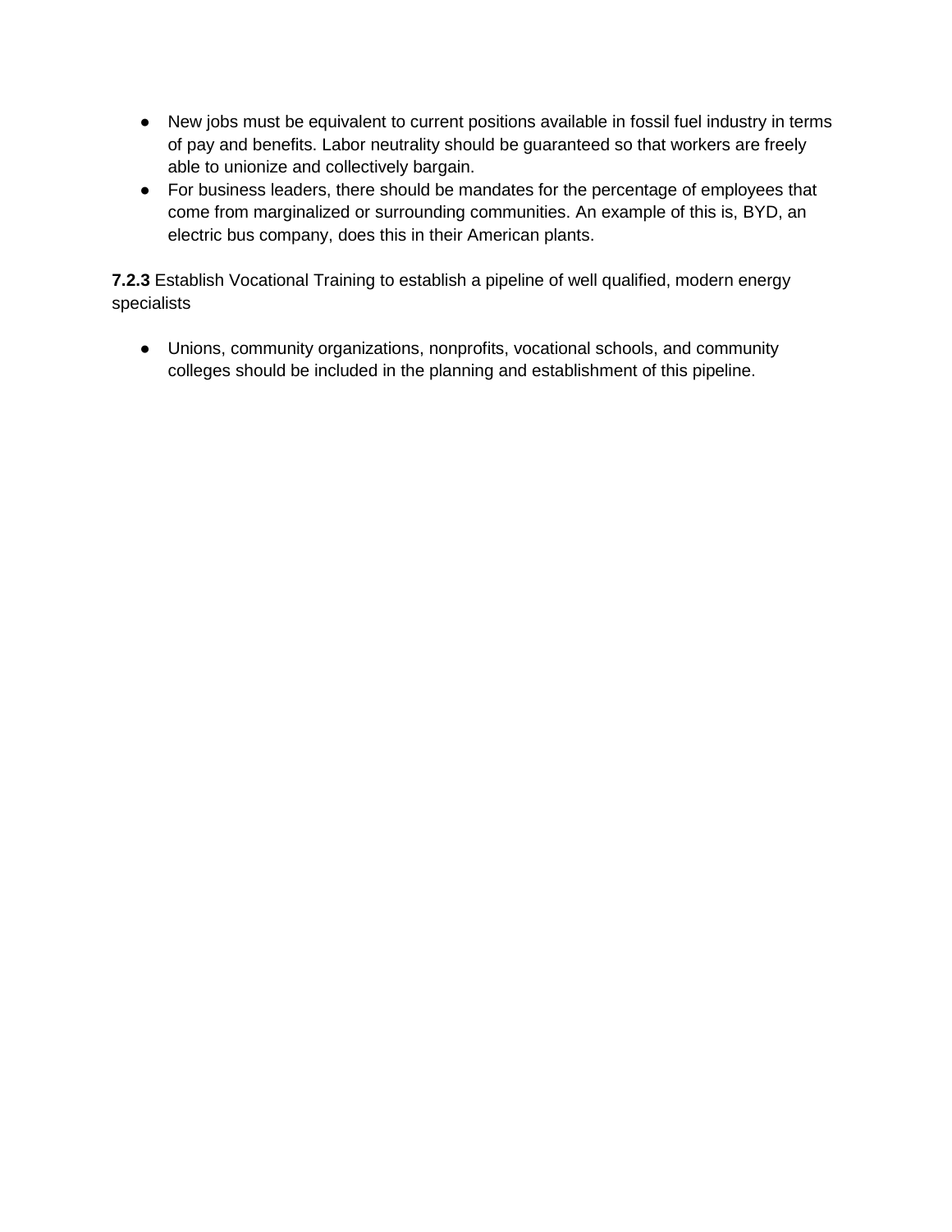- New jobs must be equivalent to current positions available in fossil fuel industry in terms of pay and benefits. Labor neutrality should be guaranteed so that workers are freely able to unionize and collectively bargain.
- For business leaders, there should be mandates for the percentage of employees that come from marginalized or surrounding communities. An example of this is, BYD, an electric bus company, does this in their American plants.

**7.2.3** Establish Vocational Training to establish a pipeline of well qualified, modern energy specialists

- Unions, community organizations, nonprofits, vocational schools, and community colleges should be included in the planning and establishment of this pipeline.